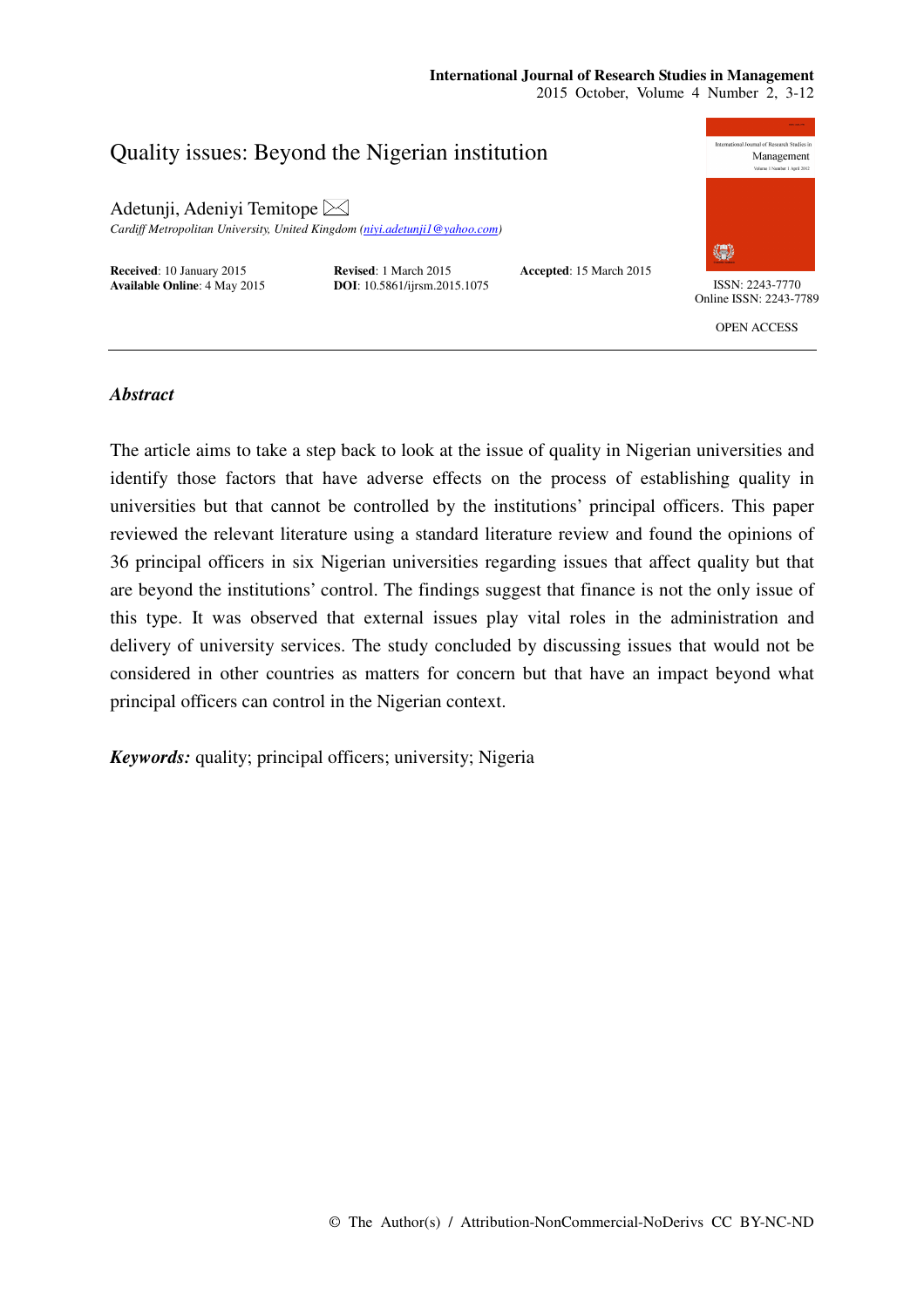# Quality issues: Beyond the Nigerian institution

Adetunji, Adeniyi Temitope

*Cardiff Metropolitan University, United Kingdom (niyi.adetunji1@yahoo.com)*

**Received**: 10 January 2015 **Revised**: 1 March 2015 **Accepted**: 15 March 2015
**Available Online**: 4 May 2015 **DOI**: 10.5861/ijrsm.2015.1075

ISSN: 2243-7770
Online ISSN: 2243-7789

OPEN ACCESS

## *Abstract*

The article aims to take a step back to look at the issue of quality in Nigerian universities and identify those factors that have adverse effects on the process of establishing quality in universities but that cannot be controlled by the institutions' principal officers. This paper reviewed the relevant literature using a standard literature review and found the opinions of 36 principal officers in six Nigerian universities regarding issues that affect quality but that are beyond the institutions' control. The findings suggest that finance is not the only issue of this type. It was observed that external issues play vital roles in the administration and delivery of university services. The study concluded by discussing issues that would not be considered in other countries as matters for concern but that have an impact beyond what principal officers can control in the Nigerian context.

***Keywords:*** quality; principal officers; university; Nigeria

© The Author(s) / Attribution-NonCommercial-NoDerivs CC BY-NC-ND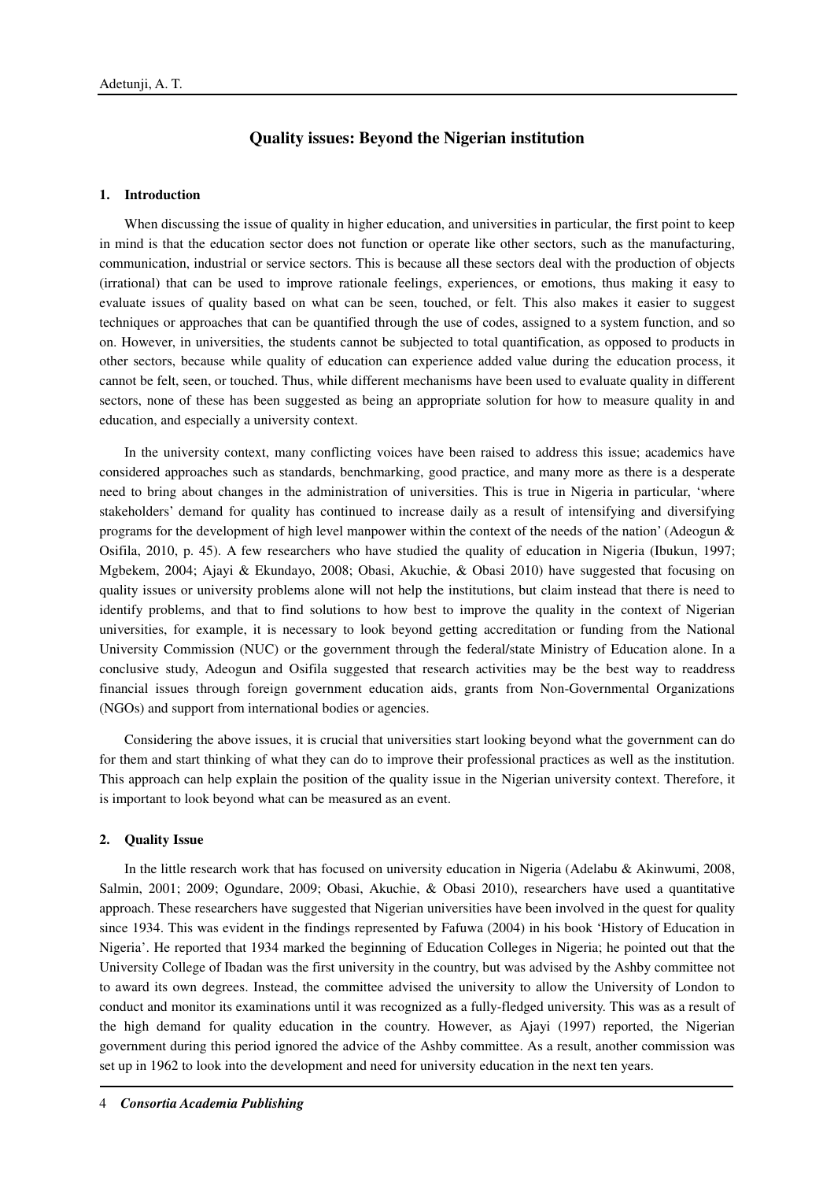## Quality issues: Beyond the Nigerian institution

### 1. Introduction

When discussing the issue of quality in higher education, and universities in particular, the first point to keep in mind is that the education sector does not function or operate like other sectors, such as the manufacturing, communication, industrial or service sectors. This is because all these sectors deal with the production of objects (irrational) that can be used to improve rationale feelings, experiences, or emotions, thus making it easy to evaluate issues of quality based on what can be seen, touched, or felt. This also makes it easier to suggest techniques or approaches that can be quantified through the use of codes, assigned to a system function, and so on. However, in universities, the students cannot be subjected to total quantification, as opposed to products in other sectors, because while quality of education can experience added value during the education process, it cannot be felt, seen, or touched. Thus, while different mechanisms have been used to evaluate quality in different sectors, none of these has been suggested as being an appropriate solution for how to measure quality in and education, and especially a university context.

In the university context, many conflicting voices have been raised to address this issue; academics have considered approaches such as standards, benchmarking, good practice, and many more as there is a desperate need to bring about changes in the administration of universities. This is true in Nigeria in particular, 'where stakeholders' demand for quality has continued to increase daily as a result of intensifying and diversifying programs for the development of high level manpower within the context of the needs of the nation' (Adeogun & Osifila, 2010, p. 45). A few researchers who have studied the quality of education in Nigeria (Ibukun, 1997; Mgbekem, 2004; Ajayi & Ekundayo, 2008; Obasi, Akuchie, & Obasi 2010) have suggested that focusing on quality issues or university problems alone will not help the institutions, but claim instead that there is need to identify problems, and that to find solutions to how best to improve the quality in the context of Nigerian universities, for example, it is necessary to look beyond getting accreditation or funding from the National University Commission (NUC) or the government through the federal/state Ministry of Education alone. In a conclusive study, Adeogun and Osifila suggested that research activities may be the best way to readdress financial issues through foreign government education aids, grants from Non-Governmental Organizations (NGOs) and support from international bodies or agencies.

Considering the above issues, it is crucial that universities start looking beyond what the government can do for them and start thinking of what they can do to improve their professional practices as well as the institution. This approach can help explain the position of the quality issue in the Nigerian university context. Therefore, it is important to look beyond what can be measured as an event.

### 2. Quality Issue

In the little research work that has focused on university education in Nigeria (Adelabu & Akinwumi, 2008, Salmin, 2001; 2009; Ogundare, 2009; Obasi, Akuchie, & Obasi 2010), researchers have used a quantitative approach. These researchers have suggested that Nigerian universities have been involved in the quest for quality since 1934. This was evident in the findings represented by Fafuwa (2004) in his book 'History of Education in Nigeria'. He reported that 1934 marked the beginning of Education Colleges in Nigeria; he pointed out that the University College of Ibadan was the first university in the country, but was advised by the Ashby committee not to award its own degrees. Instead, the committee advised the university to allow the University of London to conduct and monitor its examinations until it was recognized as a fully-fledged university. This was as a result of the high demand for quality education in the country. However, as Ajayi (1997) reported, the Nigerian government during this period ignored the advice of the Ashby committee. As a result, another commission was set up in 1962 to look into the development and need for university education in the next ten years.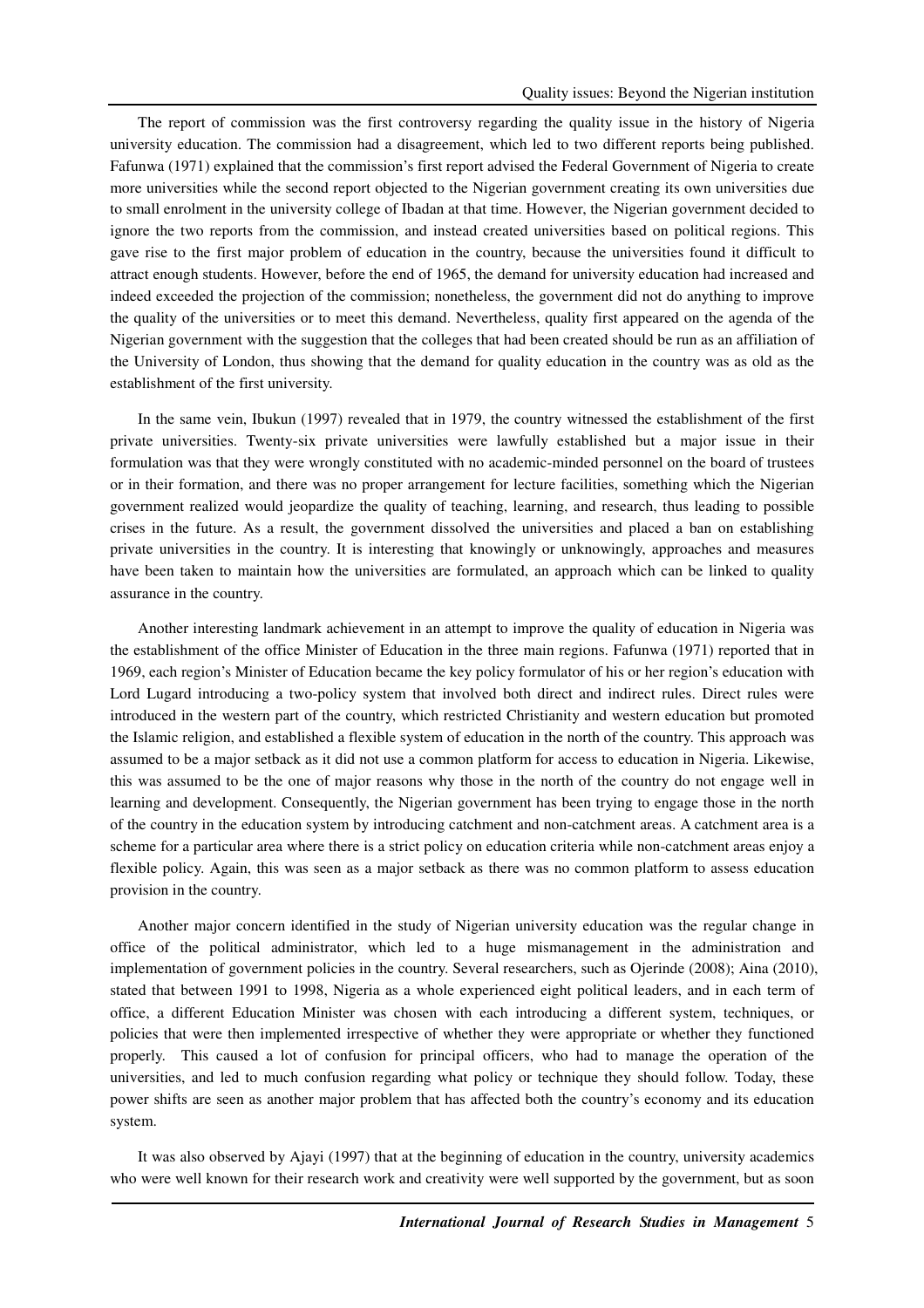The report of commission was the first controversy regarding the quality issue in the history of Nigeria university education. The commission had a disagreement, which led to two different reports being published. Fafunwa (1971) explained that the commission's first report advised the Federal Government of Nigeria to create more universities while the second report objected to the Nigerian government creating its own universities due to small enrolment in the university college of Ibadan at that time. However, the Nigerian government decided to ignore the two reports from the commission, and instead created universities based on political regions. This gave rise to the first major problem of education in the country, because the universities found it difficult to attract enough students. However, before the end of 1965, the demand for university education had increased and indeed exceeded the projection of the commission; nonetheless, the government did not do anything to improve the quality of the universities or to meet this demand. Nevertheless, quality first appeared on the agenda of the Nigerian government with the suggestion that the colleges that had been created should be run as an affiliation of the University of London, thus showing that the demand for quality education in the country was as old as the establishment of the first university.

In the same vein, Ibukun (1997) revealed that in 1979, the country witnessed the establishment of the first private universities. Twenty-six private universities were lawfully established but a major issue in their formulation was that they were wrongly constituted with no academic-minded personnel on the board of trustees or in their formation, and there was no proper arrangement for lecture facilities, something which the Nigerian government realized would jeopardize the quality of teaching, learning, and research, thus leading to possible crises in the future. As a result, the government dissolved the universities and placed a ban on establishing private universities in the country. It is interesting that knowingly or unknowingly, approaches and measures have been taken to maintain how the universities are formulated, an approach which can be linked to quality assurance in the country.

Another interesting landmark achievement in an attempt to improve the quality of education in Nigeria was the establishment of the office Minister of Education in the three main regions. Fafunwa (1971) reported that in 1969, each region's Minister of Education became the key policy formulator of his or her region's education with Lord Lugard introducing a two-policy system that involved both direct and indirect rules. Direct rules were introduced in the western part of the country, which restricted Christianity and western education but promoted the Islamic religion, and established a flexible system of education in the north of the country. This approach was assumed to be a major setback as it did not use a common platform for access to education in Nigeria. Likewise, this was assumed to be the one of major reasons why those in the north of the country do not engage well in learning and development. Consequently, the Nigerian government has been trying to engage those in the north of the country in the education system by introducing catchment and non-catchment areas. A catchment area is a scheme for a particular area where there is a strict policy on education criteria while non-catchment areas enjoy a flexible policy. Again, this was seen as a major setback as there was no common platform to assess education provision in the country.

Another major concern identified in the study of Nigerian university education was the regular change in office of the political administrator, which led to a huge mismanagement in the administration and implementation of government policies in the country. Several researchers, such as Ojerinde (2008); Aina (2010), stated that between 1991 to 1998, Nigeria as a whole experienced eight political leaders, and in each term of office, a different Education Minister was chosen with each introducing a different system, techniques, or policies that were then implemented irrespective of whether they were appropriate or whether they functioned properly. This caused a lot of confusion for principal officers, who had to manage the operation of the universities, and led to much confusion regarding what policy or technique they should follow. Today, these power shifts are seen as another major problem that has affected both the country's economy and its education system.

It was also observed by Ajayi (1997) that at the beginning of education in the country, university academics who were well known for their research work and creativity were well supported by the government, but as soon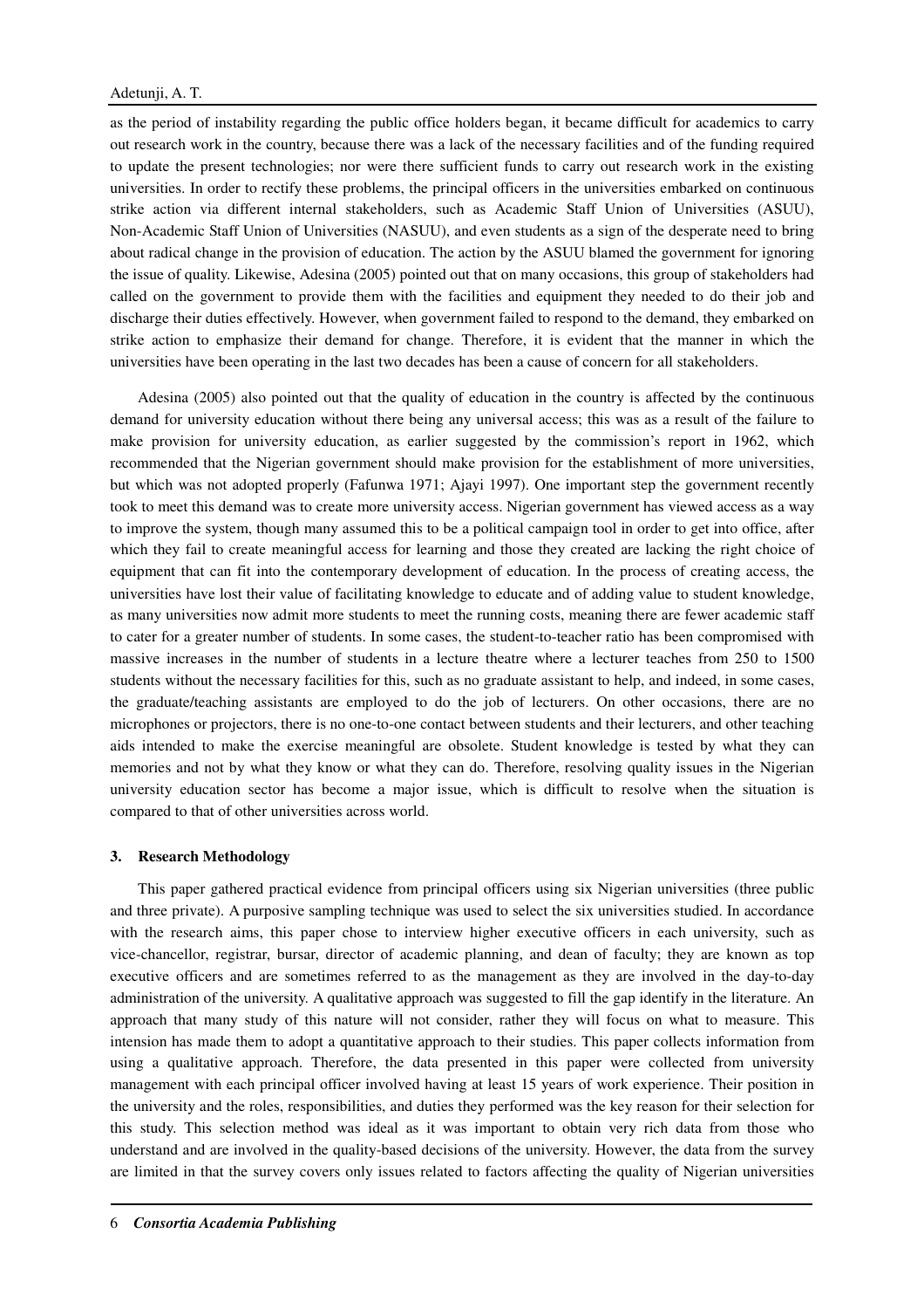as the period of instability regarding the public office holders began, it became difficult for academics to carry out research work in the country, because there was a lack of the necessary facilities and of the funding required to update the present technologies; nor were there sufficient funds to carry out research work in the existing universities. In order to rectify these problems, the principal officers in the universities embarked on continuous strike action via different internal stakeholders, such as Academic Staff Union of Universities (ASUU), Non-Academic Staff Union of Universities (NASUU), and even students as a sign of the desperate need to bring about radical change in the provision of education. The action by the ASUU blamed the government for ignoring the issue of quality. Likewise, Adesina (2005) pointed out that on many occasions, this group of stakeholders had called on the government to provide them with the facilities and equipment they needed to do their job and discharge their duties effectively. However, when government failed to respond to the demand, they embarked on strike action to emphasize their demand for change. Therefore, it is evident that the manner in which the universities have been operating in the last two decades has been a cause of concern for all stakeholders.

Adesina (2005) also pointed out that the quality of education in the country is affected by the continuous demand for university education without there being any universal access; this was as a result of the failure to make provision for university education, as earlier suggested by the commission's report in 1962, which recommended that the Nigerian government should make provision for the establishment of more universities, but which was not adopted properly (Fafunwa 1971; Ajayi 1997). One important step the government recently took to meet this demand was to create more university access. Nigerian government has viewed access as a way to improve the system, though many assumed this to be a political campaign tool in order to get into office, after which they fail to create meaningful access for learning and those they created are lacking the right choice of equipment that can fit into the contemporary development of education. In the process of creating access, the universities have lost their value of facilitating knowledge to educate and of adding value to student knowledge, as many universities now admit more students to meet the running costs, meaning there are fewer academic staff to cater for a greater number of students. In some cases, the student-to-teacher ratio has been compromised with massive increases in the number of students in a lecture theatre where a lecturer teaches from 250 to 1500 students without the necessary facilities for this, such as no graduate assistant to help, and indeed, in some cases, the graduate/teaching assistants are employed to do the job of lecturers. On other occasions, there are no microphones or projectors, there is no one-to-one contact between students and their lecturers, and other teaching aids intended to make the exercise meaningful are obsolete. Student knowledge is tested by what they can memories and not by what they know or what they can do. Therefore, resolving quality issues in the Nigerian university education sector has become a major issue, which is difficult to resolve when the situation is compared to that of other universities across world.

## 3. Research Methodology

This paper gathered practical evidence from principal officers using six Nigerian universities (three public and three private). A purposive sampling technique was used to select the six universities studied. In accordance with the research aims, this paper chose to interview higher executive officers in each university, such as vice-chancellor, registrar, bursar, director of academic planning, and dean of faculty; they are known as top executive officers and are sometimes referred to as the management as they are involved in the day-to-day administration of the university. A qualitative approach was suggested to fill the gap identify in the literature. An approach that many study of this nature will not consider, rather they will focus on what to measure. This intension has made them to adopt a quantitative approach to their studies. This paper collects information from using a qualitative approach. Therefore, the data presented in this paper were collected from university management with each principal officer involved having at least 15 years of work experience. Their position in the university and the roles, responsibilities, and duties they performed was the key reason for their selection for this study. This selection method was ideal as it was important to obtain very rich data from those who understand and are involved in the quality-based decisions of the university. However, the data from the survey are limited in that the survey covers only issues related to factors affecting the quality of Nigerian universities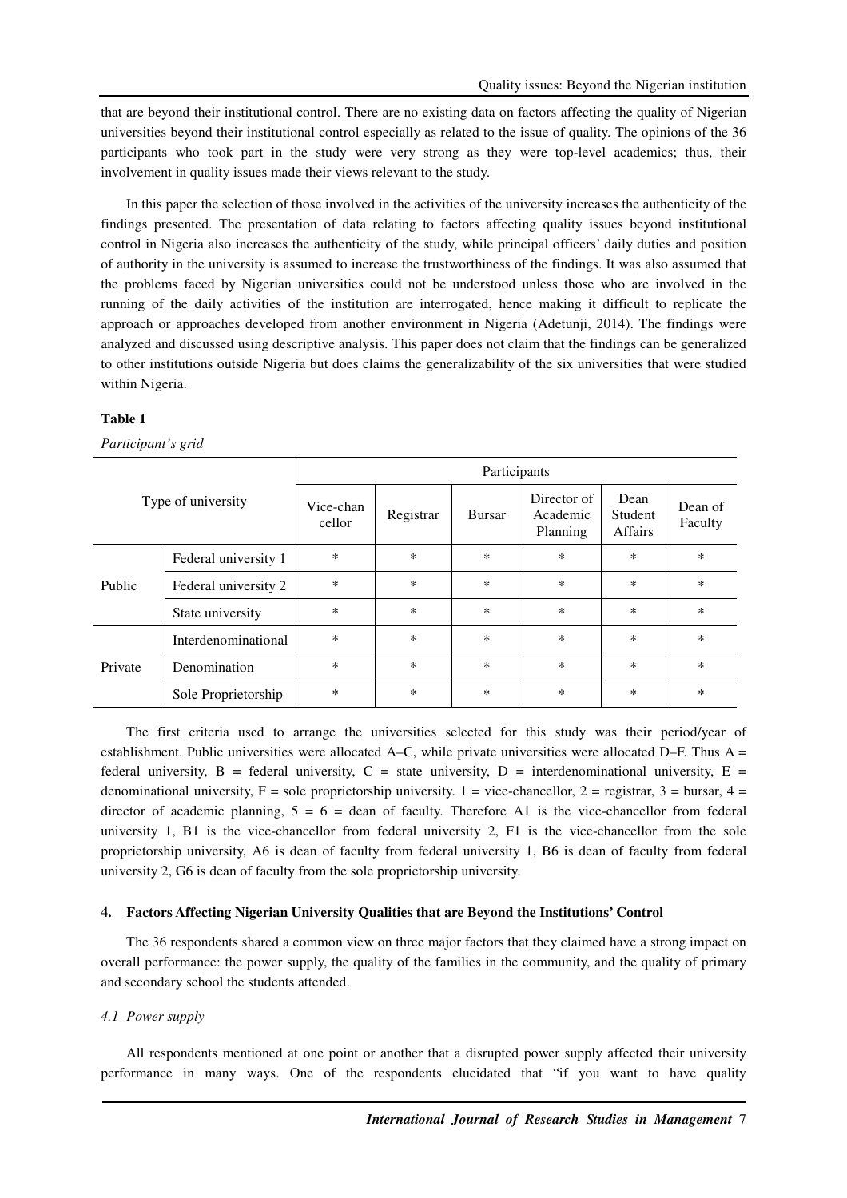that are beyond their institutional control. There are no existing data on factors affecting the quality of Nigerian universities beyond their institutional control especially as related to the issue of quality. The opinions of the 36 participants who took part in the study were very strong as they were top-level academics; thus, their involvement in quality issues made their views relevant to the study.

In this paper the selection of those involved in the activities of the university increases the authenticity of the findings presented. The presentation of data relating to factors affecting quality issues beyond institutional control in Nigeria also increases the authenticity of the study, while principal officers' daily duties and position of authority in the university is assumed to increase the trustworthiness of the findings. It was also assumed that the problems faced by Nigerian universities could not be understood unless those who are involved in the running of the daily activities of the institution are interrogated, hence making it difficult to replicate the approach or approaches developed from another environment in Nigeria (Adetunji, 2014). The findings were analyzed and discussed using descriptive analysis. This paper does not claim that the findings can be generalized to other institutions outside Nigeria but does claims the generalizability of the six universities that were studied within Nigeria.

**Table 1**

*Participant's grid*

| Type of university | | Participants | | | | | |
|---|---|---|---|---|---|---|---|
| | | Vice-chancellor | Registrar | Bursar | Director of Academic Planning | Dean Student Affairs | Dean of Faculty |
| Public | Federal university 1 | * | * | * | * | * | * |
| | Federal university 2 | * | * | * | * | * | * |
| | State university | * | * | * | * | * | * |
| Private | Interdenominational | * | * | * | * | * | * |
| | Denomination | * | * | * | * | * | * |
| | Sole Proprietorship | * | * | * | * | * | * |

The first criteria used to arrange the universities selected for this study was their period/year of establishment. Public universities were allocated A–C, while private universities were allocated D–F. Thus A = federal university, B = federal university, C = state university, D = interdenominational university, E = denominational university, F = sole proprietorship university. 1 = vice-chancellor, 2 = registrar, 3 = bursar, 4 = director of academic planning, 5 = 6 = dean of faculty. Therefore A1 is the vice-chancellor from federal university 1, B1 is the vice-chancellor from federal university 2, F1 is the vice-chancellor from the sole proprietorship university, A6 is dean of faculty from federal university 1, B6 is dean of faculty from federal university 2, G6 is dean of faculty from the sole proprietorship university.

## 4. Factors Affecting Nigerian University Qualities that are Beyond the Institutions' Control

The 36 respondents shared a common view on three major factors that they claimed have a strong impact on overall performance: the power supply, the quality of the families in the community, and the quality of primary and secondary school the students attended.

### *4.1 Power supply*

All respondents mentioned at one point or another that a disrupted power supply affected their university performance in many ways. One of the respondents elucidated that "if you want to have quality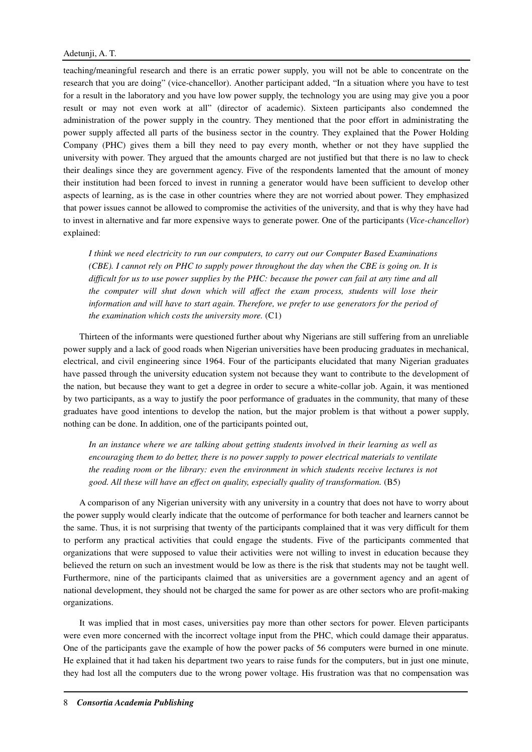teaching/meaningful research and there is an erratic power supply, you will not be able to concentrate on the research that you are doing" (vice-chancellor). Another participant added, "In a situation where you have to test for a result in the laboratory and you have low power supply, the technology you are using may give you a poor result or may not even work at all" (director of academic). Sixteen participants also condemned the administration of the power supply in the country. They mentioned that the poor effort in administrating the power supply affected all parts of the business sector in the country. They explained that the Power Holding Company (PHC) gives them a bill they need to pay every month, whether or not they have supplied the university with power. They argued that the amounts charged are not justified but that there is no law to check their dealings since they are government agency. Five of the respondents lamented that the amount of money their institution had been forced to invest in running a generator would have been sufficient to develop other aspects of learning, as is the case in other countries where they are not worried about power. They emphasized that power issues cannot be allowed to compromise the activities of the university, and that is why they have had to invest in alternative and far more expensive ways to generate power. One of the participants (*Vice-chancellor*) explained:

> *I think we need electricity to run our computers, to carry out our Computer Based Examinations (CBE). I cannot rely on PHC to supply power throughout the day when the CBE is going on. It is difficult for us to use power supplies by the PHC: because the power can fail at any time and all the computer will shut down which will affect the exam process, students will lose their information and will have to start again. Therefore, we prefer to use generators for the period of the examination which costs the university more.* (C1)

Thirteen of the informants were questioned further about why Nigerians are still suffering from an unreliable power supply and a lack of good roads when Nigerian universities have been producing graduates in mechanical, electrical, and civil engineering since 1964. Four of the participants elucidated that many Nigerian graduates have passed through the university education system not because they want to contribute to the development of the nation, but because they want to get a degree in order to secure a white-collar job. Again, it was mentioned by two participants, as a way to justify the poor performance of graduates in the community, that many of these graduates have good intentions to develop the nation, but the major problem is that without a power supply, nothing can be done. In addition, one of the participants pointed out,

> *In an instance where we are talking about getting students involved in their learning as well as encouraging them to do better, there is no power supply to power electrical materials to ventilate the reading room or the library: even the environment in which students receive lectures is not good. All these will have an effect on quality, especially quality of transformation.* (B5)

A comparison of any Nigerian university with any university in a country that does not have to worry about the power supply would clearly indicate that the outcome of performance for both teacher and learners cannot be the same. Thus, it is not surprising that twenty of the participants complained that it was very difficult for them to perform any practical activities that could engage the students. Five of the participants commented that organizations that were supposed to value their activities were not willing to invest in education because they believed the return on such an investment would be low as there is the risk that students may not be taught well. Furthermore, nine of the participants claimed that as universities are a government agency and an agent of national development, they should not be charged the same for power as are other sectors who are profit-making organizations.

It was implied that in most cases, universities pay more than other sectors for power. Eleven participants were even more concerned with the incorrect voltage input from the PHC, which could damage their apparatus. One of the participants gave the example of how the power packs of 56 computers were burned in one minute. He explained that it had taken his department two years to raise funds for the computers, but in just one minute, they had lost all the computers due to the wrong power voltage. His frustration was that no compensation was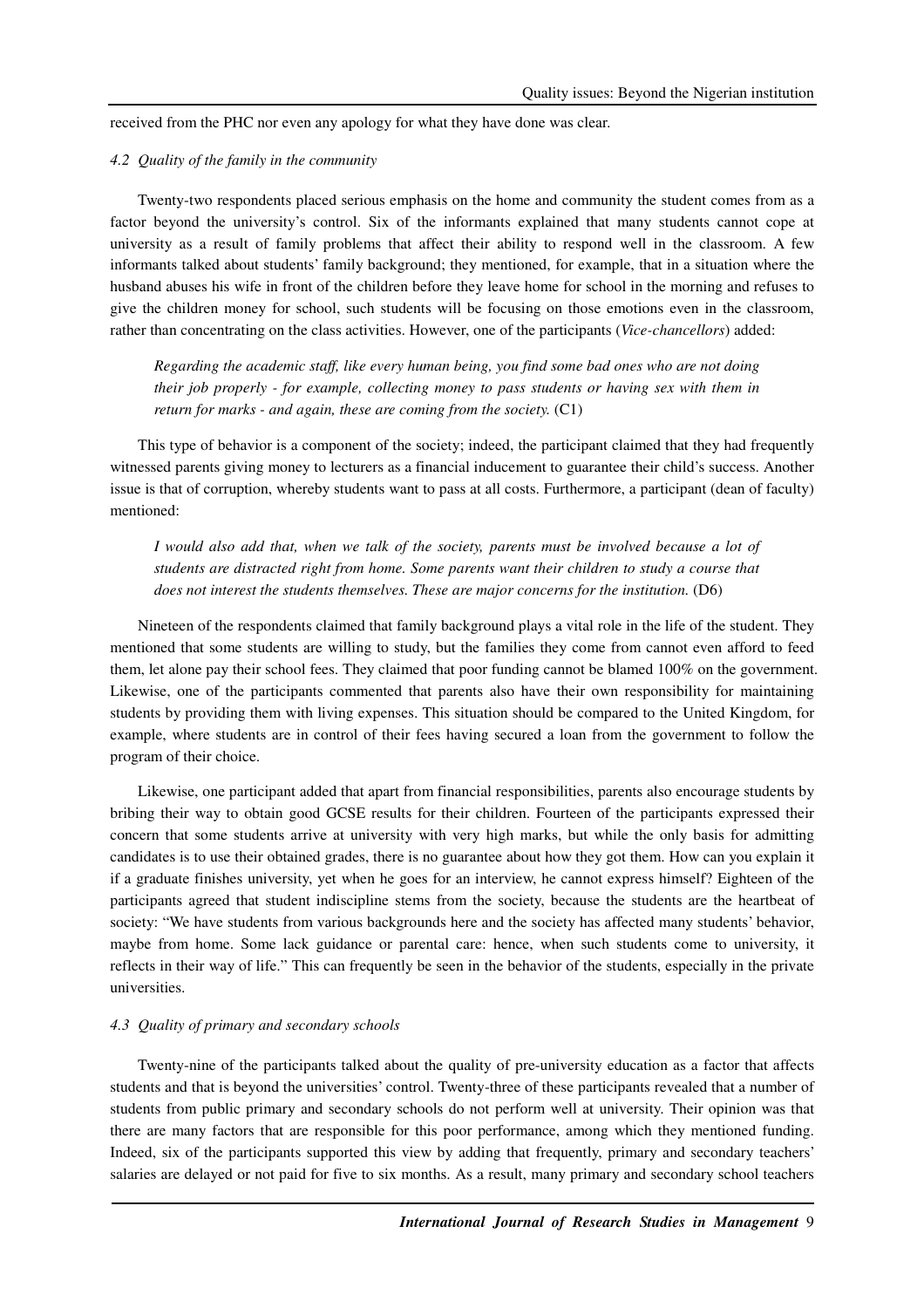received from the PHC nor even any apology for what they have done was clear.

### *4.2 Quality of the family in the community*

Twenty-two respondents placed serious emphasis on the home and community the student comes from as a factor beyond the university's control. Six of the informants explained that many students cannot cope at university as a result of family problems that affect their ability to respond well in the classroom. A few informants talked about students' family background; they mentioned, for example, that in a situation where the husband abuses his wife in front of the children before they leave home for school in the morning and refuses to give the children money for school, such students will be focusing on those emotions even in the classroom, rather than concentrating on the class activities. However, one of the participants (*Vice-chancellors*) added:

> *Regarding the academic staff, like every human being, you find some bad ones who are not doing their job properly - for example, collecting money to pass students or having sex with them in return for marks - and again, these are coming from the society.* (C1)

This type of behavior is a component of the society; indeed, the participant claimed that they had frequently witnessed parents giving money to lecturers as a financial inducement to guarantee their child's success. Another issue is that of corruption, whereby students want to pass at all costs. Furthermore, a participant (dean of faculty) mentioned:

> *I would also add that, when we talk of the society, parents must be involved because a lot of students are distracted right from home. Some parents want their children to study a course that does not interest the students themselves. These are major concerns for the institution.* (D6)

Nineteen of the respondents claimed that family background plays a vital role in the life of the student. They mentioned that some students are willing to study, but the families they come from cannot even afford to feed them, let alone pay their school fees. They claimed that poor funding cannot be blamed 100% on the government. Likewise, one of the participants commented that parents also have their own responsibility for maintaining students by providing them with living expenses. This situation should be compared to the United Kingdom, for example, where students are in control of their fees having secured a loan from the government to follow the program of their choice.

Likewise, one participant added that apart from financial responsibilities, parents also encourage students by bribing their way to obtain good GCSE results for their children. Fourteen of the participants expressed their concern that some students arrive at university with very high marks, but while the only basis for admitting candidates is to use their obtained grades, there is no guarantee about how they got them. How can you explain it if a graduate finishes university, yet when he goes for an interview, he cannot express himself? Eighteen of the participants agreed that student indiscipline stems from the society, because the students are the heartbeat of society: "We have students from various backgrounds here and the society has affected many students' behavior, maybe from home. Some lack guidance or parental care: hence, when such students come to university, it reflects in their way of life." This can frequently be seen in the behavior of the students, especially in the private universities.

### *4.3 Quality of primary and secondary schools*

Twenty-nine of the participants talked about the quality of pre-university education as a factor that affects students and that is beyond the universities' control. Twenty-three of these participants revealed that a number of students from public primary and secondary schools do not perform well at university. Their opinion was that there are many factors that are responsible for this poor performance, among which they mentioned funding. Indeed, six of the participants supported this view by adding that frequently, primary and secondary teachers' salaries are delayed or not paid for five to six months. As a result, many primary and secondary school teachers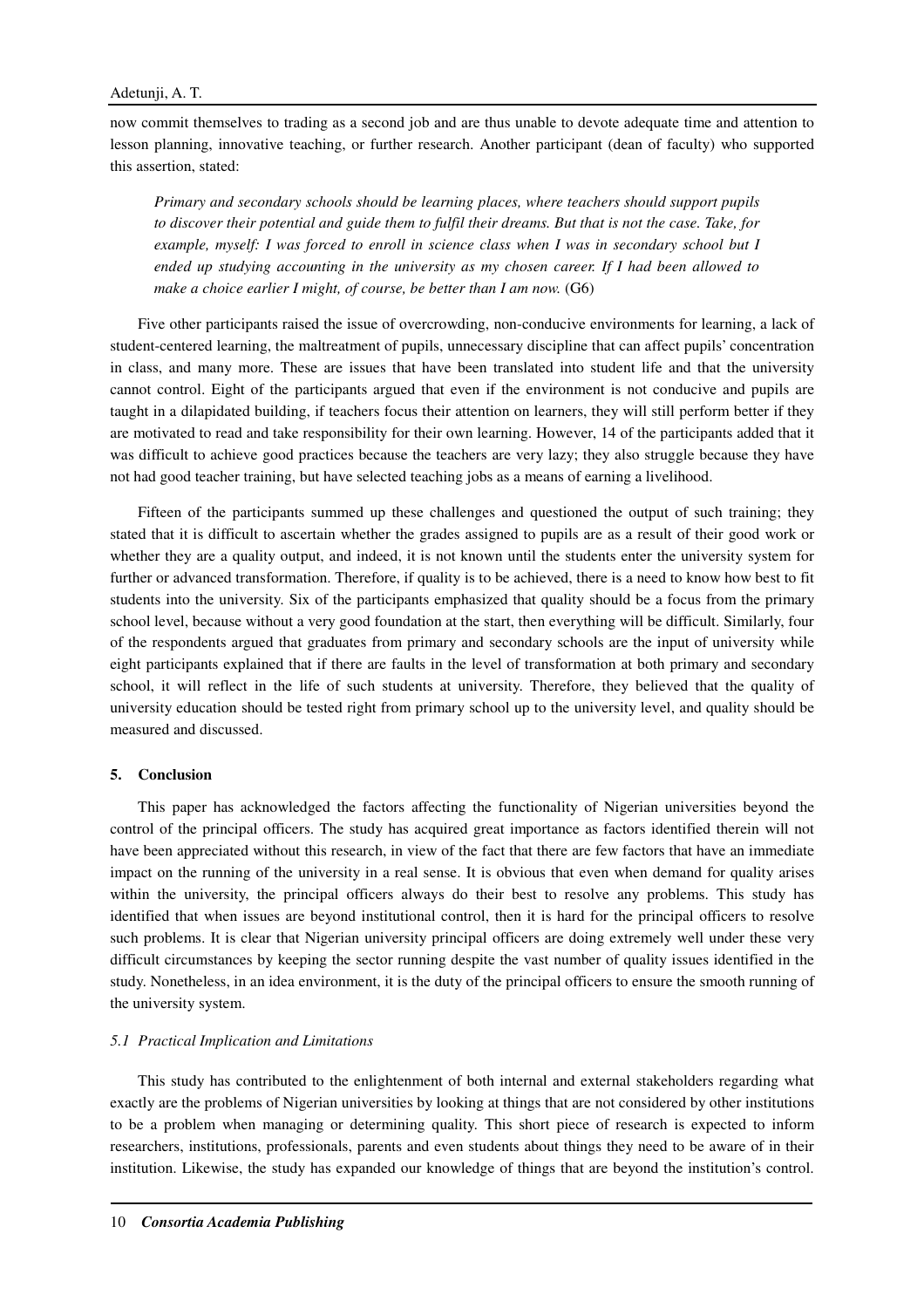now commit themselves to trading as a second job and are thus unable to devote adequate time and attention to lesson planning, innovative teaching, or further research. Another participant (dean of faculty) who supported this assertion, stated:

> *Primary and secondary schools should be learning places, where teachers should support pupils to discover their potential and guide them to fulfil their dreams. But that is not the case. Take, for example, myself: I was forced to enroll in science class when I was in secondary school but I ended up studying accounting in the university as my chosen career. If I had been allowed to make a choice earlier I might, of course, be better than I am now.* (G6)

Five other participants raised the issue of overcrowding, non-conducive environments for learning, a lack of student-centered learning, the maltreatment of pupils, unnecessary discipline that can affect pupils' concentration in class, and many more. These are issues that have been translated into student life and that the university cannot control. Eight of the participants argued that even if the environment is not conducive and pupils are taught in a dilapidated building, if teachers focus their attention on learners, they will still perform better if they are motivated to read and take responsibility for their own learning. However, 14 of the participants added that it was difficult to achieve good practices because the teachers are very lazy; they also struggle because they have not had good teacher training, but have selected teaching jobs as a means of earning a livelihood.

Fifteen of the participants summed up these challenges and questioned the output of such training; they stated that it is difficult to ascertain whether the grades assigned to pupils are as a result of their good work or whether they are a quality output, and indeed, it is not known until the students enter the university system for further or advanced transformation. Therefore, if quality is to be achieved, there is a need to know how best to fit students into the university. Six of the participants emphasized that quality should be a focus from the primary school level, because without a very good foundation at the start, then everything will be difficult. Similarly, four of the respondents argued that graduates from primary and secondary schools are the input of university while eight participants explained that if there are faults in the level of transformation at both primary and secondary school, it will reflect in the life of such students at university. Therefore, they believed that the quality of university education should be tested right from primary school up to the university level, and quality should be measured and discussed.

## 5. Conclusion

This paper has acknowledged the factors affecting the functionality of Nigerian universities beyond the control of the principal officers. The study has acquired great importance as factors identified therein will not have been appreciated without this research, in view of the fact that there are few factors that have an immediate impact on the running of the university in a real sense. It is obvious that even when demand for quality arises within the university, the principal officers always do their best to resolve any problems. This study has identified that when issues are beyond institutional control, then it is hard for the principal officers to resolve such problems. It is clear that Nigerian university principal officers are doing extremely well under these very difficult circumstances by keeping the sector running despite the vast number of quality issues identified in the study. Nonetheless, in an idea environment, it is the duty of the principal officers to ensure the smooth running of the university system.

### *5.1 Practical Implication and Limitations*

This study has contributed to the enlightenment of both internal and external stakeholders regarding what exactly are the problems of Nigerian universities by looking at things that are not considered by other institutions to be a problem when managing or determining quality. This short piece of research is expected to inform researchers, institutions, professionals, parents and even students about things they need to be aware of in their institution. Likewise, the study has expanded our knowledge of things that are beyond the institution's control.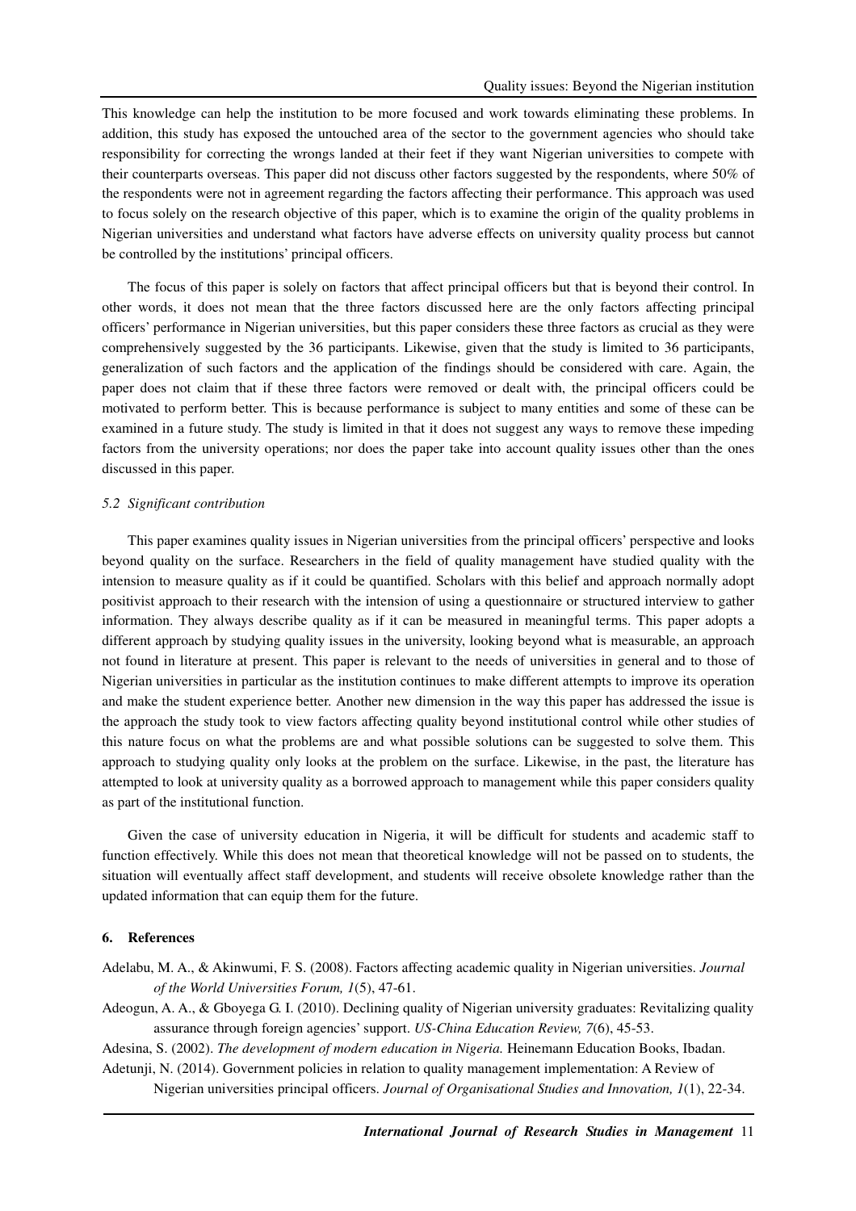This knowledge can help the institution to be more focused and work towards eliminating these problems. In addition, this study has exposed the untouched area of the sector to the government agencies who should take responsibility for correcting the wrongs landed at their feet if they want Nigerian universities to compete with their counterparts overseas. This paper did not discuss other factors suggested by the respondents, where 50% of the respondents were not in agreement regarding the factors affecting their performance. This approach was used to focus solely on the research objective of this paper, which is to examine the origin of the quality problems in Nigerian universities and understand what factors have adverse effects on university quality process but cannot be controlled by the institutions' principal officers.

The focus of this paper is solely on factors that affect principal officers but that is beyond their control. In other words, it does not mean that the three factors discussed here are the only factors affecting principal officers' performance in Nigerian universities, but this paper considers these three factors as crucial as they were comprehensively suggested by the 36 participants. Likewise, given that the study is limited to 36 participants, generalization of such factors and the application of the findings should be considered with care. Again, the paper does not claim that if these three factors were removed or dealt with, the principal officers could be motivated to perform better. This is because performance is subject to many entities and some of these can be examined in a future study. The study is limited in that it does not suggest any ways to remove these impeding factors from the university operations; nor does the paper take into account quality issues other than the ones discussed in this paper.

### *5.2 Significant contribution*

This paper examines quality issues in Nigerian universities from the principal officers' perspective and looks beyond quality on the surface. Researchers in the field of quality management have studied quality with the intension to measure quality as if it could be quantified. Scholars with this belief and approach normally adopt positivist approach to their research with the intension of using a questionnaire or structured interview to gather information. They always describe quality as if it can be measured in meaningful terms. This paper adopts a different approach by studying quality issues in the university, looking beyond what is measurable, an approach not found in literature at present. This paper is relevant to the needs of universities in general and to those of Nigerian universities in particular as the institution continues to make different attempts to improve its operation and make the student experience better. Another new dimension in the way this paper has addressed the issue is the approach the study took to view factors affecting quality beyond institutional control while other studies of this nature focus on what the problems are and what possible solutions can be suggested to solve them. This approach to studying quality only looks at the problem on the surface. Likewise, in the past, the literature has attempted to look at university quality as a borrowed approach to management while this paper considers quality as part of the institutional function.

Given the case of university education in Nigeria, it will be difficult for students and academic staff to function effectively. While this does not mean that theoretical knowledge will not be passed on to students, the situation will eventually affect staff development, and students will receive obsolete knowledge rather than the updated information that can equip them for the future.

## 6. References

Adelabu, M. A., & Akinwumi, F. S. (2008). Factors affecting academic quality in Nigerian universities. *Journal of the World Universities Forum, 1*(5), 47-61.

Adeogun, A. A., & Gboyega G. I. (2010). Declining quality of Nigerian university graduates: Revitalizing quality assurance through foreign agencies' support. *US-China Education Review, 7*(6), 45-53.

Adesina, S. (2002). *The development of modern education in Nigeria.* Heinemann Education Books, Ibadan.

Adetunji, N. (2014). Government policies in relation to quality management implementation: A Review of Nigerian universities principal officers. *Journal of Organisational Studies and Innovation, 1*(1), 22-34.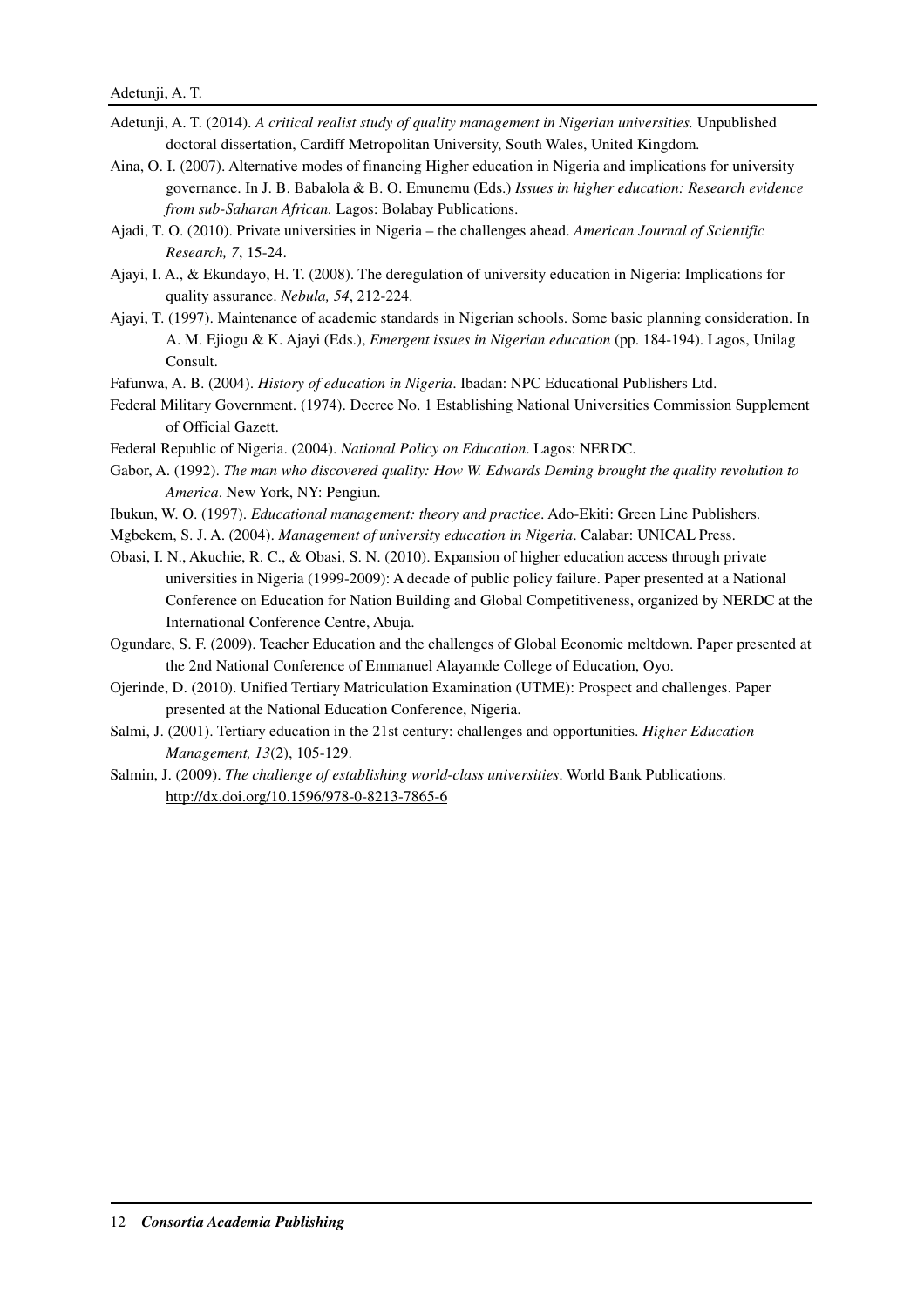Adetunji, A. T. (2014). *A critical realist study of quality management in Nigerian universities.* Unpublished doctoral dissertation, Cardiff Metropolitan University, South Wales, United Kingdom.

Aina, O. I. (2007). Alternative modes of financing Higher education in Nigeria and implications for university governance. In J. B. Babalola & B. O. Emunemu (Eds.) *Issues in higher education: Research evidence from sub-Saharan African.* Lagos: Bolabay Publications.

Ajadi, T. O. (2010). Private universities in Nigeria – the challenges ahead. *American Journal of Scientific Research, 7*, 15-24.

Ajayi, I. A., & Ekundayo, H. T. (2008). The deregulation of university education in Nigeria: Implications for quality assurance. *Nebula, 54*, 212-224.

Ajayi, T. (1997). Maintenance of academic standards in Nigerian schools. Some basic planning consideration. In A. M. Ejiogu & K. Ajayi (Eds.), *Emergent issues in Nigerian education* (pp. 184-194). Lagos, Unilag Consult.

Fafunwa, A. B. (2004). *History of education in Nigeria*. Ibadan: NPC Educational Publishers Ltd.

Federal Military Government. (1974). Decree No. 1 Establishing National Universities Commission Supplement of Official Gazett.

Federal Republic of Nigeria. (2004). *National Policy on Education*. Lagos: NERDC.

Gabor, A. (1992). *The man who discovered quality: How W. Edwards Deming brought the quality revolution to America*. New York, NY: Pengiun.

Ibukun, W. O. (1997). *Educational management: theory and practice*. Ado-Ekiti: Green Line Publishers.

Mgbekem, S. J. A. (2004). *Management of university education in Nigeria*. Calabar: UNICAL Press.

Obasi, I. N., Akuchie, R. C., & Obasi, S. N. (2010). Expansion of higher education access through private universities in Nigeria (1999-2009): A decade of public policy failure. Paper presented at a National Conference on Education for Nation Building and Global Competitiveness, organized by NERDC at the International Conference Centre, Abuja.

Ogundare, S. F. (2009). Teacher Education and the challenges of Global Economic meltdown. Paper presented at the 2nd National Conference of Emmanuel Alayamde College of Education, Oyo.

Ojerinde, D. (2010). Unified Tertiary Matriculation Examination (UTME): Prospect and challenges. Paper presented at the National Education Conference, Nigeria.

Salmi, J. (2001). Tertiary education in the 21st century: challenges and opportunities. *Higher Education Management, 13*(2), 105-129.

Salmin, J. (2009). *The challenge of establishing world-class universities*. World Bank Publications. http://dx.doi.org/10.1596/978-0-8213-7865-6